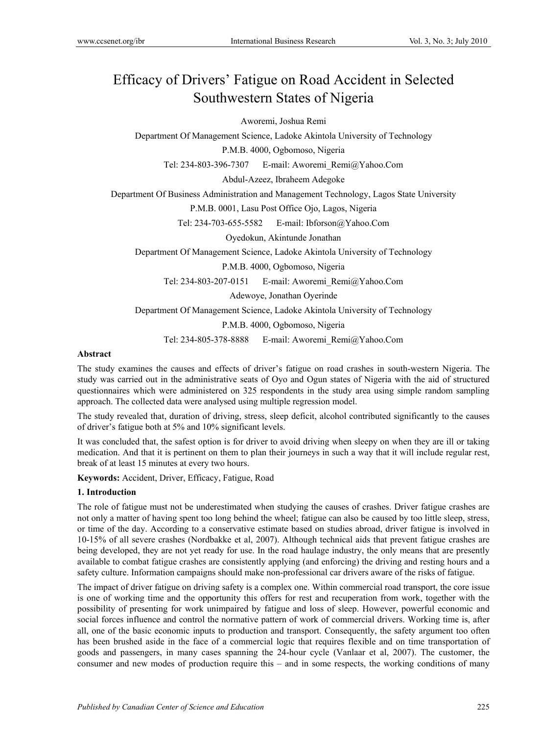# Efficacy of Drivers' Fatigue on Road Accident in Selected Southwestern States of Nigeria

Aworemi, Joshua Remi

Department Of Management Science, Ladoke Akintola University of Technology

P.M.B. 4000, Ogbomoso, Nigeria

Tel: 234-803-396-7307 E-mail: Aworemi_Remi@Yahoo.Com

Abdul-Azeez, Ibraheem Adegoke

Department Of Business Administration and Management Technology, Lagos State University

P.M.B. 0001, Lasu Post Office Ojo, Lagos, Nigeria

Tel: 234-703-655-5582 E-mail: Ibforson@Yahoo.Com

Oyedokun, Akintunde Jonathan

Department Of Management Science, Ladoke Akintola University of Technology

P.M.B. 4000, Ogbomoso, Nigeria

Tel: 234-803-207-0151 E-mail: Aworemi_Remi@Yahoo.Com

Adewoye, Jonathan Oyerinde

Department Of Management Science, Ladoke Akintola University of Technology

P.M.B. 4000, Ogbomoso, Nigeria

Tel: 234-805-378-8888 E-mail: Aworemi_Remi@Yahoo.Com

**Abstract**

The study examines the causes and effects of driver's fatigue on road crashes in south-western Nigeria. The study was carried out in the administrative seats of Oyo and Ogun states of Nigeria with the aid of structured questionnaires which were administered on 325 respondents in the study area using simple random sampling approach. The collected data were analysed using multiple regression model.

The study revealed that, duration of driving, stress, sleep deficit, alcohol contributed significantly to the causes of driver's fatigue both at 5% and 10% significant levels.

It was concluded that, the safest option is for driver to avoid driving when sleepy on when they are ill or taking medication. And that it is pertinent on them to plan their journeys in such a way that it will include regular rest, break of at least 15 minutes at every two hours.

**Keywords:** Accident, Driver, Efficacy, Fatigue, Road

## 1. Introduction

The role of fatigue must not be underestimated when studying the causes of crashes. Driver fatigue crashes are not only a matter of having spent too long behind the wheel; fatigue can also be caused by too little sleep, stress, or time of the day. According to a conservative estimate based on studies abroad, driver fatigue is involved in 10-15% of all severe crashes (Nordbakke et al, 2007). Although technical aids that prevent fatigue crashes are being developed, they are not yet ready for use. In the road haulage industry, the only means that are presently available to combat fatigue crashes are consistently applying (and enforcing) the driving and resting hours and a safety culture. Information campaigns should make non-professional car drivers aware of the risks of fatigue.

The impact of driver fatigue on driving safety is a complex one. Within commercial road transport, the core issue is one of working time and the opportunity this offers for rest and recuperation from work, together with the possibility of presenting for work unimpaired by fatigue and loss of sleep. However, powerful economic and social forces influence and control the normative pattern of work of commercial drivers. Working time is, after all, one of the basic economic inputs to production and transport. Consequently, the safety argument too often has been brushed aside in the face of a commercial logic that requires flexible and on time transportation of goods and passengers, in many cases spanning the 24-hour cycle (Vanlaar et al, 2007). The customer, the consumer and new modes of production require this – and in some respects, the working conditions of many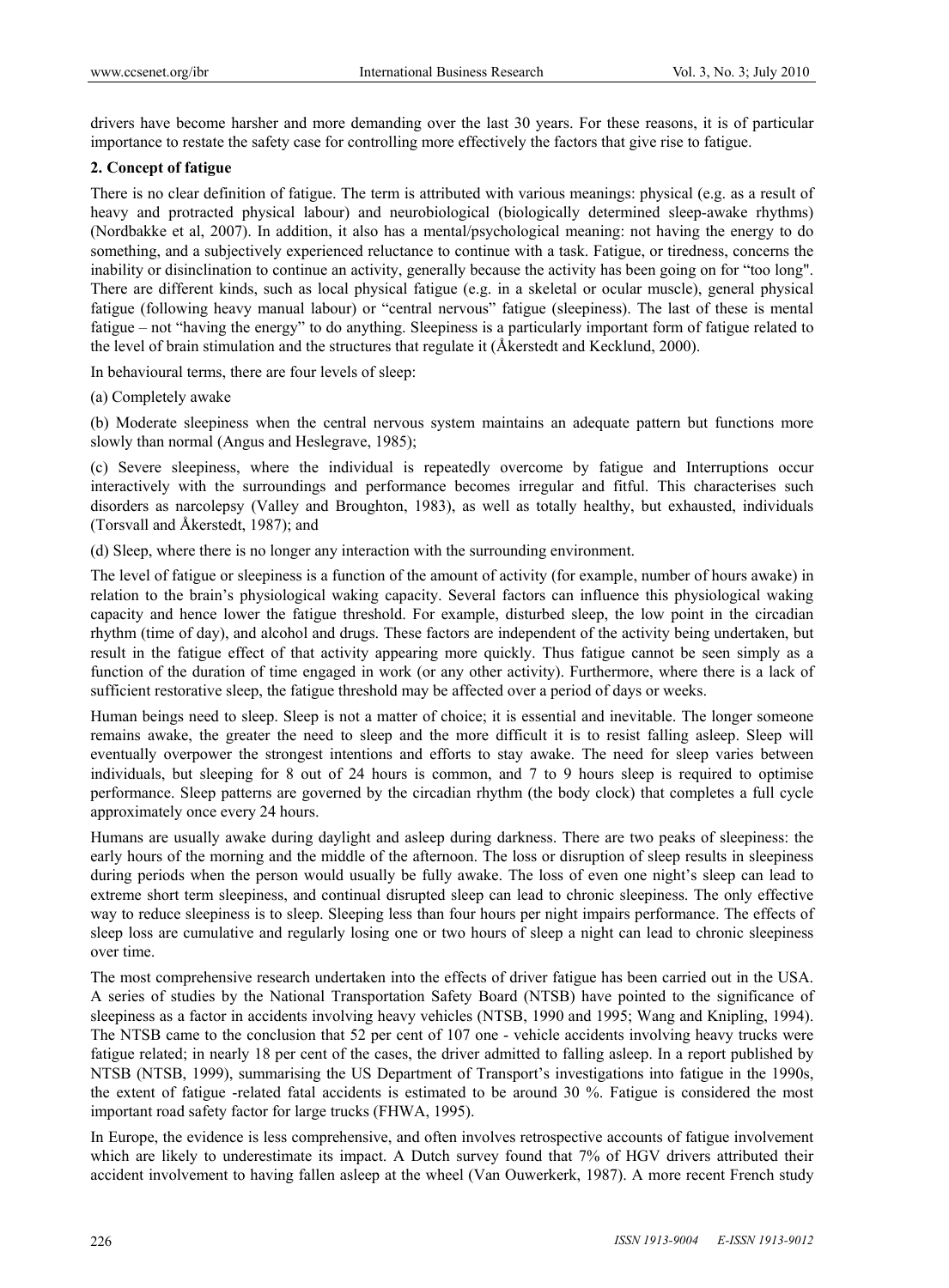drivers have become harsher and more demanding over the last 30 years. For these reasons, it is of particular importance to restate the safety case for controlling more effectively the factors that give rise to fatigue.

## 2. Concept of fatigue

There is no clear definition of fatigue. The term is attributed with various meanings: physical (e.g. as a result of heavy and protracted physical labour) and neurobiological (biologically determined sleep-awake rhythms) (Nordbakke et al, 2007). In addition, it also has a mental/psychological meaning: not having the energy to do something, and a subjectively experienced reluctance to continue with a task. Fatigue, or tiredness, concerns the inability or disinclination to continue an activity, generally because the activity has been going on for "too long". There are different kinds, such as local physical fatigue (e.g. in a skeletal or ocular muscle), general physical fatigue (following heavy manual labour) or "central nervous" fatigue (sleepiness). The last of these is mental fatigue – not "having the energy" to do anything. Sleepiness is a particularly important form of fatigue related to the level of brain stimulation and the structures that regulate it (Åkerstedt and Kecklund, 2000).

In behavioural terms, there are four levels of sleep:

(a) Completely awake

(b) Moderate sleepiness when the central nervous system maintains an adequate pattern but functions more slowly than normal (Angus and Heslegrave, 1985);

(c) Severe sleepiness, where the individual is repeatedly overcome by fatigue and Interruptions occur interactively with the surroundings and performance becomes irregular and fitful. This characterises such disorders as narcolepsy (Valley and Broughton, 1983), as well as totally healthy, but exhausted, individuals (Torsvall and Åkerstedt, 1987); and

(d) Sleep, where there is no longer any interaction with the surrounding environment.

The level of fatigue or sleepiness is a function of the amount of activity (for example, number of hours awake) in relation to the brain's physiological waking capacity. Several factors can influence this physiological waking capacity and hence lower the fatigue threshold. For example, disturbed sleep, the low point in the circadian rhythm (time of day), and alcohol and drugs. These factors are independent of the activity being undertaken, but result in the fatigue effect of that activity appearing more quickly. Thus fatigue cannot be seen simply as a function of the duration of time engaged in work (or any other activity). Furthermore, where there is a lack of sufficient restorative sleep, the fatigue threshold may be affected over a period of days or weeks.

Human beings need to sleep. Sleep is not a matter of choice; it is essential and inevitable. The longer someone remains awake, the greater the need to sleep and the more difficult it is to resist falling asleep. Sleep will eventually overpower the strongest intentions and efforts to stay awake. The need for sleep varies between individuals, but sleeping for 8 out of 24 hours is common, and 7 to 9 hours sleep is required to optimise performance. Sleep patterns are governed by the circadian rhythm (the body clock) that completes a full cycle approximately once every 24 hours.

Humans are usually awake during daylight and asleep during darkness. There are two peaks of sleepiness: the early hours of the morning and the middle of the afternoon. The loss or disruption of sleep results in sleepiness during periods when the person would usually be fully awake. The loss of even one night's sleep can lead to extreme short term sleepiness, and continual disrupted sleep can lead to chronic sleepiness. The only effective way to reduce sleepiness is to sleep. Sleeping less than four hours per night impairs performance. The effects of sleep loss are cumulative and regularly losing one or two hours of sleep a night can lead to chronic sleepiness over time.

The most comprehensive research undertaken into the effects of driver fatigue has been carried out in the USA. A series of studies by the National Transportation Safety Board (NTSB) have pointed to the significance of sleepiness as a factor in accidents involving heavy vehicles (NTSB, 1990 and 1995; Wang and Knipling, 1994). The NTSB came to the conclusion that 52 per cent of 107 one - vehicle accidents involving heavy trucks were fatigue related; in nearly 18 per cent of the cases, the driver admitted to falling asleep. In a report published by NTSB (NTSB, 1999), summarising the US Department of Transport's investigations into fatigue in the 1990s, the extent of fatigue -related fatal accidents is estimated to be around 30 %. Fatigue is considered the most important road safety factor for large trucks (FHWA, 1995).

In Europe, the evidence is less comprehensive, and often involves retrospective accounts of fatigue involvement which are likely to underestimate its impact. A Dutch survey found that 7% of HGV drivers attributed their accident involvement to having fallen asleep at the wheel (Van Ouwerkerk, 1987). A more recent French study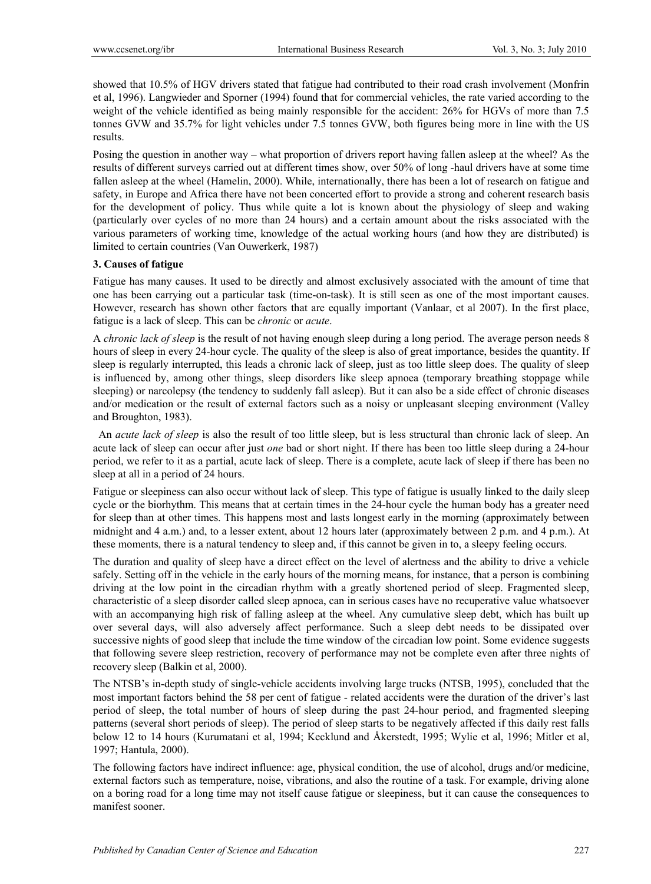showed that 10.5% of HGV drivers stated that fatigue had contributed to their road crash involvement (Monfrin et al, 1996). Langwieder and Sporner (1994) found that for commercial vehicles, the rate varied according to the weight of the vehicle identified as being mainly responsible for the accident: 26% for HGVs of more than 7.5 tonnes GVW and 35.7% for light vehicles under 7.5 tonnes GVW, both figures being more in line with the US results.

Posing the question in another way – what proportion of drivers report having fallen asleep at the wheel? As the results of different surveys carried out at different times show, over 50% of long -haul drivers have at some time fallen asleep at the wheel (Hamelin, 2000). While, internationally, there has been a lot of research on fatigue and safety, in Europe and Africa there have not been concerted effort to provide a strong and coherent research basis for the development of policy. Thus while quite a lot is known about the physiology of sleep and waking (particularly over cycles of no more than 24 hours) and a certain amount about the risks associated with the various parameters of working time, knowledge of the actual working hours (and how they are distributed) is limited to certain countries (Van Ouwerkerk, 1987)

### 3. Causes of fatigue

Fatigue has many causes. It used to be directly and almost exclusively associated with the amount of time that one has been carrying out a particular task (time-on-task). It is still seen as one of the most important causes. However, research has shown other factors that are equally important (Vanlaar, et al 2007). In the first place, fatigue is a lack of sleep. This can be *chronic* or *acute*.

A *chronic lack of sleep* is the result of not having enough sleep during a long period. The average person needs 8 hours of sleep in every 24-hour cycle. The quality of the sleep is also of great importance, besides the quantity. If sleep is regularly interrupted, this leads a chronic lack of sleep, just as too little sleep does. The quality of sleep is influenced by, among other things, sleep disorders like sleep apnoea (temporary breathing stoppage while sleeping) or narcolepsy (the tendency to suddenly fall asleep). But it can also be a side effect of chronic diseases and/or medication or the result of external factors such as a noisy or unpleasant sleeping environment (Valley and Broughton, 1983).

An *acute lack of sleep* is also the result of too little sleep, but is less structural than chronic lack of sleep. An acute lack of sleep can occur after just *one* bad or short night. If there has been too little sleep during a 24-hour period, we refer to it as a partial, acute lack of sleep. There is a complete, acute lack of sleep if there has been no sleep at all in a period of 24 hours.

Fatigue or sleepiness can also occur without lack of sleep. This type of fatigue is usually linked to the daily sleep cycle or the biorhythm. This means that at certain times in the 24-hour cycle the human body has a greater need for sleep than at other times. This happens most and lasts longest early in the morning (approximately between midnight and 4 a.m.) and, to a lesser extent, about 12 hours later (approximately between 2 p.m. and 4 p.m.). At these moments, there is a natural tendency to sleep and, if this cannot be given in to, a sleepy feeling occurs.

The duration and quality of sleep have a direct effect on the level of alertness and the ability to drive a vehicle safely. Setting off in the vehicle in the early hours of the morning means, for instance, that a person is combining driving at the low point in the circadian rhythm with a greatly shortened period of sleep. Fragmented sleep, characteristic of a sleep disorder called sleep apnoea, can in serious cases have no recuperative value whatsoever with an accompanying high risk of falling asleep at the wheel. Any cumulative sleep debt, which has built up over several days, will also adversely affect performance. Such a sleep debt needs to be dissipated over successive nights of good sleep that include the time window of the circadian low point. Some evidence suggests that following severe sleep restriction, recovery of performance may not be complete even after three nights of recovery sleep (Balkin et al, 2000).

The NTSB's in-depth study of single-vehicle accidents involving large trucks (NTSB, 1995), concluded that the most important factors behind the 58 per cent of fatigue - related accidents were the duration of the driver's last period of sleep, the total number of hours of sleep during the past 24-hour period, and fragmented sleeping patterns (several short periods of sleep). The period of sleep starts to be negatively affected if this daily rest falls below 12 to 14 hours (Kurumatani et al, 1994; Kecklund and Åkerstedt, 1995; Wylie et al, 1996; Mitler et al, 1997; Hantula, 2000).

The following factors have indirect influence: age, physical condition, the use of alcohol, drugs and/or medicine, external factors such as temperature, noise, vibrations, and also the routine of a task. For example, driving alone on a boring road for a long time may not itself cause fatigue or sleepiness, but it can cause the consequences to manifest sooner.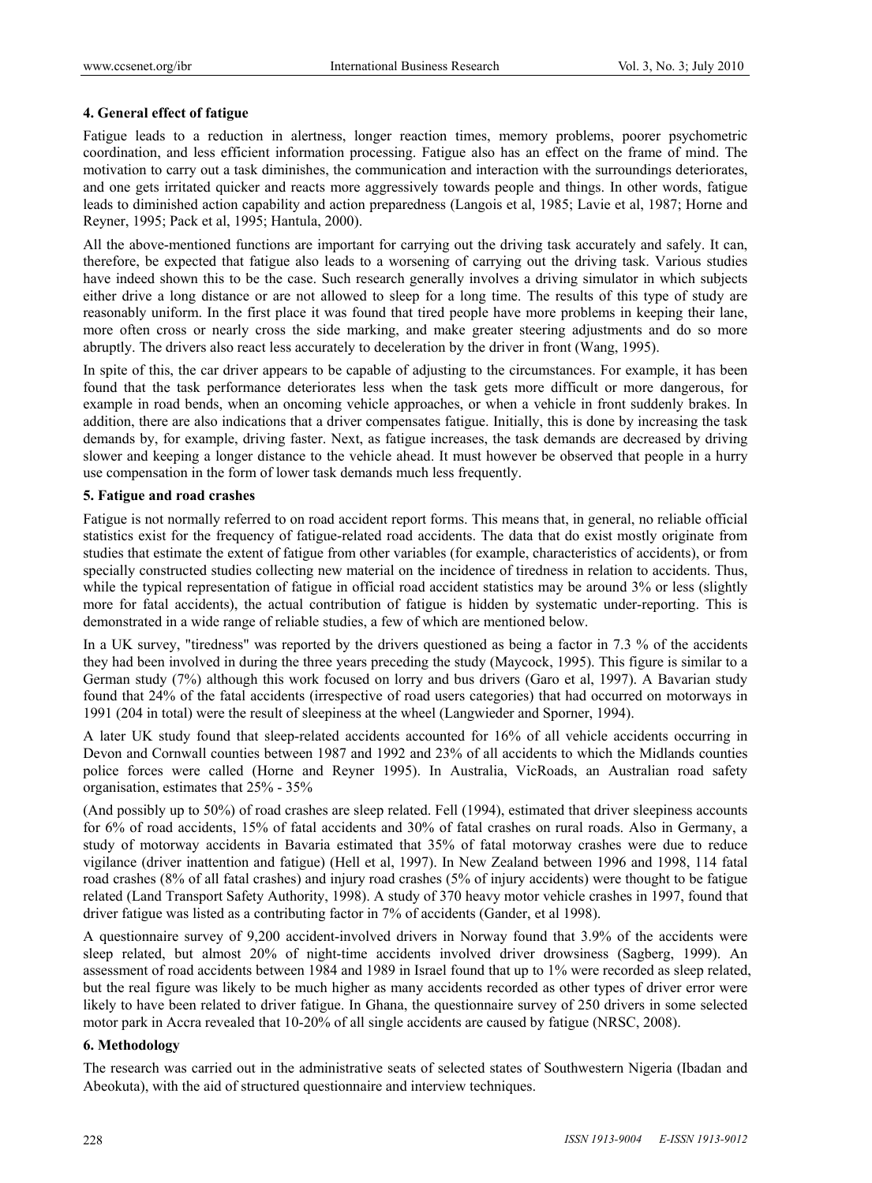## 4. General effect of fatigue

Fatigue leads to a reduction in alertness, longer reaction times, memory problems, poorer psychometric coordination, and less efficient information processing. Fatigue also has an effect on the frame of mind. The motivation to carry out a task diminishes, the communication and interaction with the surroundings deteriorates, and one gets irritated quicker and reacts more aggressively towards people and things. In other words, fatigue leads to diminished action capability and action preparedness (Langois et al, 1985; Lavie et al, 1987; Horne and Reyner, 1995; Pack et al, 1995; Hantula, 2000).

All the above-mentioned functions are important for carrying out the driving task accurately and safely. It can, therefore, be expected that fatigue also leads to a worsening of carrying out the driving task. Various studies have indeed shown this to be the case. Such research generally involves a driving simulator in which subjects either drive a long distance or are not allowed to sleep for a long time. The results of this type of study are reasonably uniform. In the first place it was found that tired people have more problems in keeping their lane, more often cross or nearly cross the side marking, and make greater steering adjustments and do so more abruptly. The drivers also react less accurately to deceleration by the driver in front (Wang, 1995).

In spite of this, the car driver appears to be capable of adjusting to the circumstances. For example, it has been found that the task performance deteriorates less when the task gets more difficult or more dangerous, for example in road bends, when an oncoming vehicle approaches, or when a vehicle in front suddenly brakes. In addition, there are also indications that a driver compensates fatigue. Initially, this is done by increasing the task demands by, for example, driving faster. Next, as fatigue increases, the task demands are decreased by driving slower and keeping a longer distance to the vehicle ahead. It must however be observed that people in a hurry use compensation in the form of lower task demands much less frequently.

## 5. Fatigue and road crashes

Fatigue is not normally referred to on road accident report forms. This means that, in general, no reliable official statistics exist for the frequency of fatigue-related road accidents. The data that do exist mostly originate from studies that estimate the extent of fatigue from other variables (for example, characteristics of accidents), or from specially constructed studies collecting new material on the incidence of tiredness in relation to accidents. Thus, while the typical representation of fatigue in official road accident statistics may be around 3% or less (slightly more for fatal accidents), the actual contribution of fatigue is hidden by systematic under-reporting. This is demonstrated in a wide range of reliable studies, a few of which are mentioned below.

In a UK survey, "tiredness" was reported by the drivers questioned as being a factor in 7.3 % of the accidents they had been involved in during the three years preceding the study (Maycock, 1995). This figure is similar to a German study (7%) although this work focused on lorry and bus drivers (Garo et al, 1997). A Bavarian study found that 24% of the fatal accidents (irrespective of road users categories) that had occurred on motorways in 1991 (204 in total) were the result of sleepiness at the wheel (Langwieder and Sporner, 1994).

A later UK study found that sleep-related accidents accounted for 16% of all vehicle accidents occurring in Devon and Cornwall counties between 1987 and 1992 and 23% of all accidents to which the Midlands counties police forces were called (Horne and Reyner 1995). In Australia, VicRoads, an Australian road safety organisation, estimates that 25% - 35%

(And possibly up to 50%) of road crashes are sleep related. Fell (1994), estimated that driver sleepiness accounts for 6% of road accidents, 15% of fatal accidents and 30% of fatal crashes on rural roads. Also in Germany, a study of motorway accidents in Bavaria estimated that 35% of fatal motorway crashes were due to reduce vigilance (driver inattention and fatigue) (Hell et al, 1997). In New Zealand between 1996 and 1998, 114 fatal road crashes (8% of all fatal crashes) and injury road crashes (5% of injury accidents) were thought to be fatigue related (Land Transport Safety Authority, 1998). A study of 370 heavy motor vehicle crashes in 1997, found that driver fatigue was listed as a contributing factor in 7% of accidents (Gander, et al 1998).

A questionnaire survey of 9,200 accident-involved drivers in Norway found that 3.9% of the accidents were sleep related, but almost 20% of night-time accidents involved driver drowsiness (Sagberg, 1999). An assessment of road accidents between 1984 and 1989 in Israel found that up to 1% were recorded as sleep related, but the real figure was likely to be much higher as many accidents recorded as other types of driver error were likely to have been related to driver fatigue. In Ghana, the questionnaire survey of 250 drivers in some selected motor park in Accra revealed that 10-20% of all single accidents are caused by fatigue (NRSC, 2008).

## 6. Methodology

The research was carried out in the administrative seats of selected states of Southwestern Nigeria (Ibadan and Abeokuta), with the aid of structured questionnaire and interview techniques.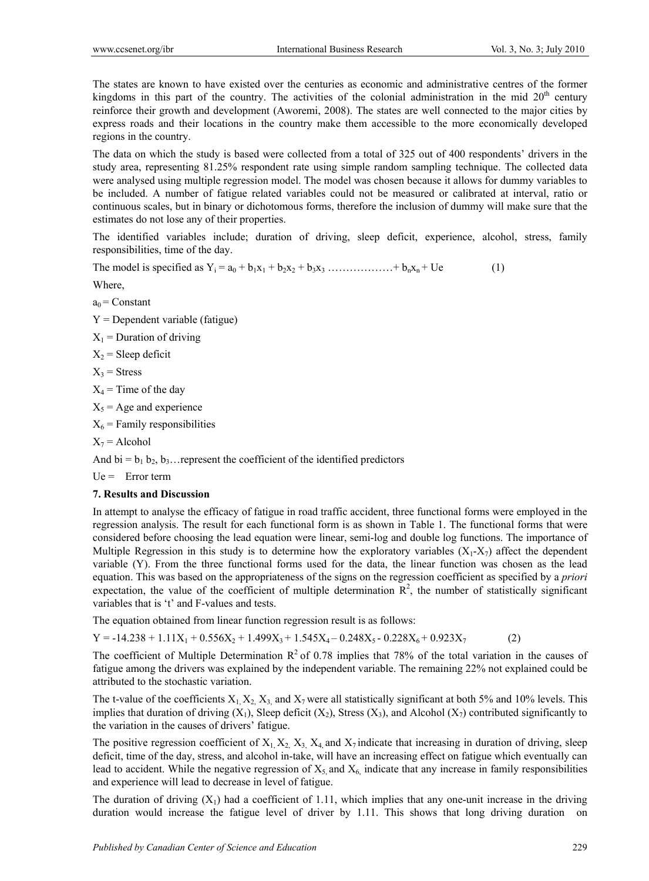The states are known to have existed over the centuries as economic and administrative centres of the former kingdoms in this part of the country. The activities of the colonial administration in the mid 20th century reinforce their growth and development (Aworemi, 2008). The states are well connected to the major cities by express roads and their locations in the country make them accessible to the more economically developed regions in the country.

The data on which the study is based were collected from a total of 325 out of 400 respondents' drivers in the study area, representing 81.25% respondent rate using simple random sampling technique. The collected data were analysed using multiple regression model. The model was chosen because it allows for dummy variables to be included. A number of fatigue related variables could not be measured or calibrated at interval, ratio or continuous scales, but in binary or dichotomous forms, therefore the inclusion of dummy will make sure that the estimates do not lose any of their properties.

The identified variables include; duration of driving, sleep deficit, experience, alcohol, stress, family responsibilities, time of the day.

The model is specified as $Y_i = a_0 + b_1x_1 + b_2x_2 + b_3x_3 \ldots\ldots\ldots\ldots\ldots\ldots + b_nx_n + Ue$ (1)

Where,

$a_0$ = Constant

Y = Dependent variable (fatigue)

$X_1$ = Duration of driving

$X_2$ = Sleep deficit

$X_3$ = Stress

$X_4$ = Time of the day

$X_5$ = Age and experience

$X_6$ = Family responsibilities

$X_7$ = Alcohol

And $bi = b_1\ b_2, b_3\ldots$represent the coefficient of the identified predictors

Ue = Error term

### 7. Results and Discussion

In attempt to analyse the efficacy of fatigue in road traffic accident, three functional forms were employed in the regression analysis. The result for each functional form is as shown in Table 1. The functional forms that were considered before choosing the lead equation were linear, semi-log and double log functions. The importance of Multiple Regression in this study is to determine how the exploratory variables ($X_1$-$X_7$) affect the dependent variable (Y). From the three functional forms used for the data, the linear function was chosen as the lead equation. This was based on the appropriateness of the signs on the regression coefficient as specified by a *priori* expectation, the value of the coefficient of multiple determination $R^2$, the number of statistically significant variables that is 't' and F-values and tests.

The equation obtained from linear function regression result is as follows:

$$Y = -14.238 + 1.11X_1 + 0.556X_2 + 1.499X_3 + 1.545X_4 - 0.248X_5 - 0.228X_6 + 0.923X_7 \qquad (2)$$

The coefficient of Multiple Determination $R^2$ of 0.78 implies that 78% of the total variation in the causes of fatigue among the drivers was explained by the independent variable. The remaining 22% not explained could be attributed to the stochastic variation.

The t-value of the coefficients $X_1$, $X_2$, $X_3$, and $X_7$ were all statistically significant at both 5% and 10% levels. This implies that duration of driving ($X_1$), Sleep deficit ($X_2$), Stress ($X_3$), and Alcohol ($X_7$) contributed significantly to the variation in the causes of drivers' fatigue.

The positive regression coefficient of $X_1$, $X_2$, $X_3$, $X_4$, and $X_7$ indicate that increasing in duration of driving, sleep deficit, time of the day, stress, and alcohol in-take, will have an increasing effect on fatigue which eventually can lead to accident. While the negative regression of $X_5$, and $X_6$, indicate that any increase in family responsibilities and experience will lead to decrease in level of fatigue.

The duration of driving ($X_1$) had a coefficient of 1.11, which implies that any one-unit increase in the driving duration would increase the fatigue level of driver by 1.11. This shows that long driving duration on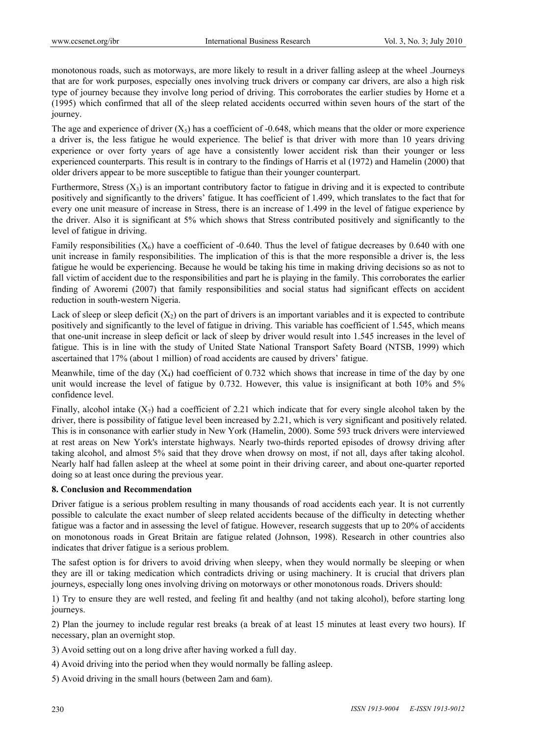monotonous roads, such as motorways, are more likely to result in a driver falling asleep at the wheel .Journeys that are for work purposes, especially ones involving truck drivers or company car drivers, are also a high risk type of journey because they involve long period of driving. This corroborates the earlier studies by Horne et a (1995) which confirmed that all of the sleep related accidents occurred within seven hours of the start of the journey.

The age and experience of driver ($X_5$) has a coefficient of -0.648, which means that the older or more experience a driver is, the less fatigue he would experience. The belief is that driver with more than 10 years driving experience or over forty years of age have a consistently lower accident risk than their younger or less experienced counterparts. This result is in contrary to the findings of Harris et al (1972) and Hamelin (2000) that older drivers appear to be more susceptible to fatigue than their younger counterpart.

Furthermore, Stress ($X_3$) is an important contributory factor to fatigue in driving and it is expected to contribute positively and significantly to the drivers' fatigue. It has coefficient of 1.499, which translates to the fact that for every one unit measure of increase in Stress, there is an increase of 1.499 in the level of fatigue experience by the driver. Also it is significant at 5% which shows that Stress contributed positively and significantly to the level of fatigue in driving.

Family responsibilities ($X_6$) have a coefficient of -0.640. Thus the level of fatigue decreases by 0.640 with one unit increase in family responsibilities. The implication of this is that the more responsible a driver is, the less fatigue he would be experiencing. Because he would be taking his time in making driving decisions so as not to fall victim of accident due to the responsibilities and part he is playing in the family. This corroborates the earlier finding of Aworemi (2007) that family responsibilities and social status had significant effects on accident reduction in south-western Nigeria.

Lack of sleep or sleep deficit ($X_2$) on the part of drivers is an important variables and it is expected to contribute positively and significantly to the level of fatigue in driving. This variable has coefficient of 1.545, which means that one-unit increase in sleep deficit or lack of sleep by driver would result into 1.545 increases in the level of fatigue. This is in line with the study of United State National Transport Safety Board (NTSB, 1999) which ascertained that 17% (about 1 million) of road accidents are caused by drivers' fatigue.

Meanwhile, time of the day ($X_4$) had coefficient of 0.732 which shows that increase in time of the day by one unit would increase the level of fatigue by 0.732. However, this value is insignificant at both 10% and 5% confidence level.

Finally, alcohol intake ($X_7$) had a coefficient of 2.21 which indicate that for every single alcohol taken by the driver, there is possibility of fatigue level been increased by 2.21, which is very significant and positively related. This is in consonance with earlier study in New York (Hamelin, 2000). Some 593 truck drivers were interviewed at rest areas on New York's interstate highways. Nearly two-thirds reported episodes of drowsy driving after taking alcohol, and almost 5% said that they drove when drowsy on most, if not all, days after taking alcohol. Nearly half had fallen asleep at the wheel at some point in their driving career, and about one-quarter reported doing so at least once during the previous year.

## 8. Conclusion and Recommendation

Driver fatigue is a serious problem resulting in many thousands of road accidents each year. It is not currently possible to calculate the exact number of sleep related accidents because of the difficulty in detecting whether fatigue was a factor and in assessing the level of fatigue. However, research suggests that up to 20% of accidents on monotonous roads in Great Britain are fatigue related (Johnson, 1998). Research in other countries also indicates that driver fatigue is a serious problem.

The safest option is for drivers to avoid driving when sleepy, when they would normally be sleeping or when they are ill or taking medication which contradicts driving or using machinery. It is crucial that drivers plan journeys, especially long ones involving driving on motorways or other monotonous roads. Drivers should:

1) Try to ensure they are well rested, and feeling fit and healthy (and not taking alcohol), before starting long journeys.

2) Plan the journey to include regular rest breaks (a break of at least 15 minutes at least every two hours). If necessary, plan an overnight stop.

3) Avoid setting out on a long drive after having worked a full day.

4) Avoid driving into the period when they would normally be falling asleep.

5) Avoid driving in the small hours (between 2am and 6am).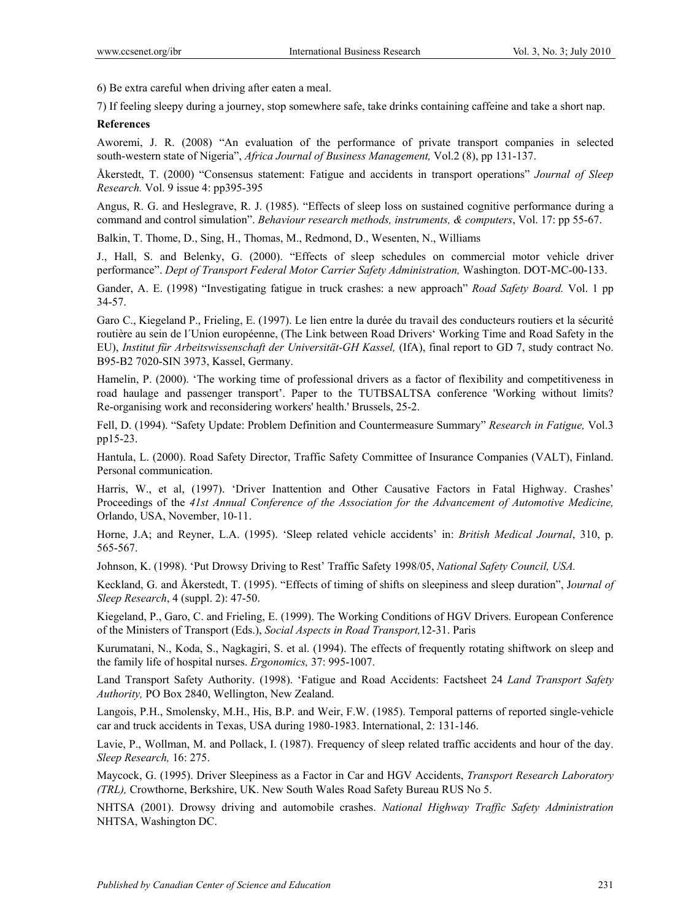6) Be extra careful when driving after eaten a meal.

7) If feeling sleepy during a journey, stop somewhere safe, take drinks containing caffeine and take a short nap.

**References**

Aworemi, J. R. (2008) "An evaluation of the performance of private transport companies in selected south-western state of Nigeria", *Africa Journal of Business Management,* Vol.2 (8), pp 131-137.

Åkerstedt, T. (2000) "Consensus statement: Fatigue and accidents in transport operations" *Journal of Sleep Research.* Vol. 9 issue 4: pp395-395

Angus, R. G. and Heslegrave, R. J. (1985). "Effects of sleep loss on sustained cognitive performance during a command and control simulation". *Behaviour research methods, instruments, & computers*, Vol. 17: pp 55-67.

Balkin, T. Thome, D., Sing, H., Thomas, M., Redmond, D., Wesenten, N., Williams J., Hall, S. and Belenky, G. (2000). "Effects of sleep schedules on commercial motor vehicle driver performance". *Dept of Transport Federal Motor Carrier Safety Administration,* Washington. DOT-MC-00-133.

Gander, A. E. (1998) "Investigating fatigue in truck crashes: a new approach" *Road Safety Board.* Vol. 1 pp 34-57.

Garo C., Kiegeland P., Frieling, E. (1997). Le lien entre la durée du travail des conducteurs routiers et la sécurité routière au sein de l´Union européenne, (The Link between Road Drivers' Working Time and Road Safety in the EU), *Institut für Arbeitswissenschaft der Universität-GH Kassel,* (IfA), final report to GD 7, study contract No. B95-B2 7020-SIN 3973, Kassel, Germany.

Hamelin, P. (2000). 'The working time of professional drivers as a factor of flexibility and competitiveness in road haulage and passenger transport'. Paper to the TUTBSALTSA conference 'Working without limits? Re-organising work and reconsidering workers' health.' Brussels, 25-2.

Fell, D. (1994). "Safety Update: Problem Definition and Countermeasure Summary" *Research in Fatigue,* Vol.3 pp15-23.

Hantula, L. (2000). Road Safety Director, Traffic Safety Committee of Insurance Companies (VALT), Finland. Personal communication.

Harris, W., et al, (1997). 'Driver Inattention and Other Causative Factors in Fatal Highway. Crashes' Proceedings of the *41st Annual Conference of the Association for the Advancement of Automotive Medicine,* Orlando, USA, November, 10-11.

Horne, J.A; and Reyner, L.A. (1995). 'Sleep related vehicle accidents' in: *British Medical Journal*, 310, p. 565-567.

Johnson, K. (1998). 'Put Drowsy Driving to Rest' Traffic Safety 1998/05, *National Safety Council, USA.*

Keckland, G. and Åkerstedt, T. (1995). "Effects of timing of shifts on sleepiness and sleep duration", J*ournal of Sleep Research*, 4 (suppl. 2): 47-50.

Kiegeland, P., Garo, C. and Frieling, E. (1999). The Working Conditions of HGV Drivers. European Conference of the Ministers of Transport (Eds.), *Social Aspects in Road Transport,*12-31. Paris

Kurumatani, N., Koda, S., Nagkagiri, S. et al. (1994). The effects of frequently rotating shiftwork on sleep and the family life of hospital nurses. *Ergonomics,* 37: 995-1007.

Land Transport Safety Authority. (1998). 'Fatigue and Road Accidents: Factsheet 24 *Land Transport Safety Authority,* PO Box 2840, Wellington, New Zealand.

Langois, P.H., Smolensky, M.H., His, B.P. and Weir, F.W. (1985). Temporal patterns of reported single-vehicle car and truck accidents in Texas, USA during 1980-1983. International, 2: 131-146.

Lavie, P., Wollman, M. and Pollack, I. (1987). Frequency of sleep related traffic accidents and hour of the day. *Sleep Research,* 16: 275.

Maycock, G. (1995). Driver Sleepiness as a Factor in Car and HGV Accidents, *Transport Research Laboratory (TRL),* Crowthorne, Berkshire, UK. New South Wales Road Safety Bureau RUS No 5.

NHTSA (2001). Drowsy driving and automobile crashes. *National Highway Traffic Safety Administration* NHTSA, Washington DC.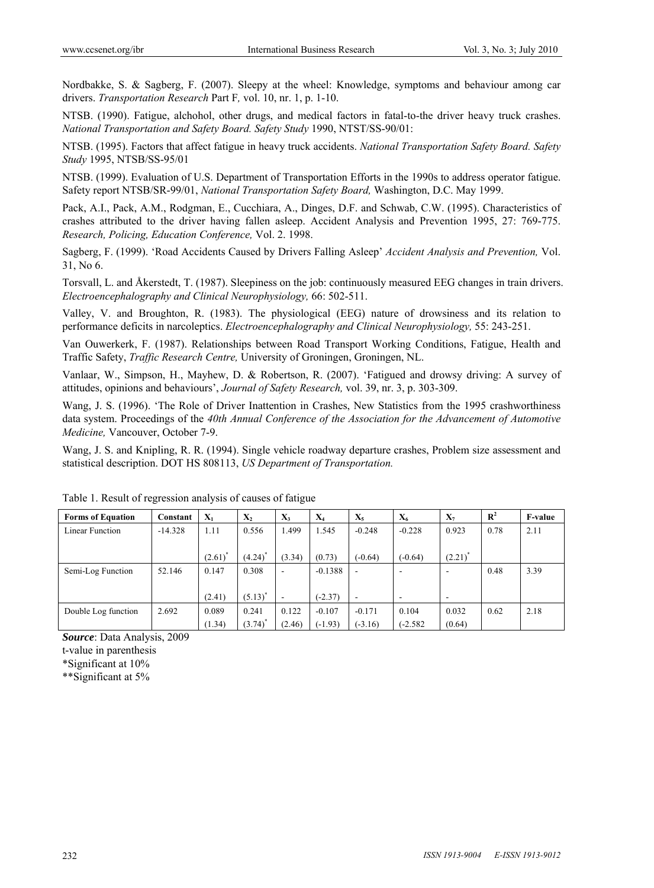Nordbakke, S. & Sagberg, F. (2007). Sleepy at the wheel: Knowledge, symptoms and behaviour among car drivers. *Transportation Research* Part F*,* vol. 10, nr. 1, p. 1-10.

NTSB. (1990). Fatigue, alchohol, other drugs, and medical factors in fatal-to-the driver heavy truck crashes. *National Transportation and Safety Board. Safety Study* 1990, NTST/SS-90/01:

NTSB. (1995). Factors that affect fatigue in heavy truck accidents. *National Transportation Safety Board. Safety Study* 1995, NTSB/SS-95/01

NTSB. (1999). Evaluation of U.S. Department of Transportation Efforts in the 1990s to address operator fatigue. Safety report NTSB/SR-99/01, *National Transportation Safety Board,* Washington, D.C. May 1999.

Pack, A.I., Pack, A.M., Rodgman, E., Cucchiara, A., Dinges, D.F. and Schwab, C.W. (1995). Characteristics of crashes attributed to the driver having fallen asleep. Accident Analysis and Prevention 1995, 27: 769-775. *Research, Policing, Education Conference,* Vol. 2. 1998.

Sagberg, F. (1999). 'Road Accidents Caused by Drivers Falling Asleep' *Accident Analysis and Prevention,* Vol. 31, No 6.

Torsvall, L. and Åkerstedt, T. (1987). Sleepiness on the job: continuously measured EEG changes in train drivers. *Electroencephalography and Clinical Neurophysiology,* 66: 502-511.

Valley, V. and Broughton, R. (1983). The physiological (EEG) nature of drowsiness and its relation to performance deficits in narcoleptics. *Electroencephalography and Clinical Neurophysiology,* 55: 243-251.

Van Ouwerkerk, F. (1987). Relationships between Road Transport Working Conditions, Fatigue, Health and Traffic Safety, *Traffic Research Centre,* University of Groningen, Groningen, NL.

Vanlaar, W., Simpson, H., Mayhew, D. & Robertson, R. (2007). 'Fatigued and drowsy driving: A survey of attitudes, opinions and behaviours', *Journal of Safety Research,* vol. 39, nr. 3, p. 303-309.

Wang, J. S. (1996). 'The Role of Driver Inattention in Crashes, New Statistics from the 1995 crashworthiness data system. Proceedings of the *40th Annual Conference of the Association for the Advancement of Automotive Medicine,* Vancouver, October 7-9.

Wang, J. S. and Knipling, R. R. (1994). Single vehicle roadway departure crashes, Problem size assessment and statistical description. DOT HS 808113, *US Department of Transportation.*

Table 1. Result of regression analysis of causes of fatigue

| Forms of Equation | Constant | $X_1$ | $X_2$ | $X_3$ | $X_4$ | $X_5$ | $X_6$ | $X_7$ | $R^2$ | F-value |
|---|---|---|---|---|---|---|---|---|---|---|
| Linear Function | -14.328 | 1.11 | 0.556 | 1.499 | 1.545 | -0.248 | -0.228 | 0.923 | 0.78 | 2.11 |
| | | (2.61)* | (4.24)* | (3.34) | (0.73) | (-0.64) | (-0.64) | (2.21)* | | |
| Semi-Log Function | 52.146 | 0.147 | 0.308 | - | -0.1388 | - | - | - | 0.48 | 3.39 |
| | | (2.41) | (5.13)* | - | (-2.37) | - | - | - | | |
| Double Log function | 2.692 | 0.089 | 0.241 | 0.122 | -0.107 | -0.171 | 0.104 | 0.032 | 0.62 | 2.18 |
| | | (1.34) | (3.74)* | (2.46) | (-1.93) | (-3.16) | (-2.582 | (0.64) | | |

***Source***: Data Analysis, 2009

t-value in parenthesis

*Significant at 10%

**Significant at 5%